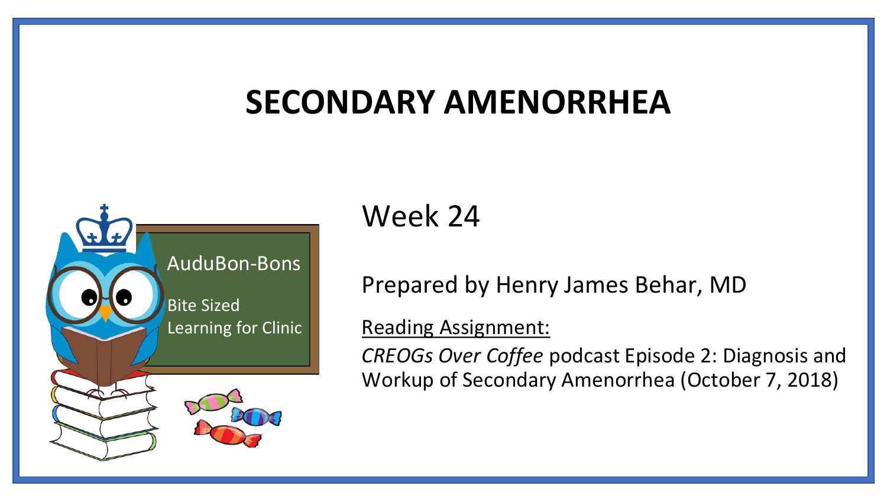# SECONDARY AMENORRHEA

AuduBon-Bons

Bite Sized Learning for Clinic

Week 24

Prepared by Henry James Behar, MD

Reading Assignment:

*CREOGs Over Coffee* podcast Episode 2: Diagnosis and Workup of Secondary Amenorrhea (October 7, 2018)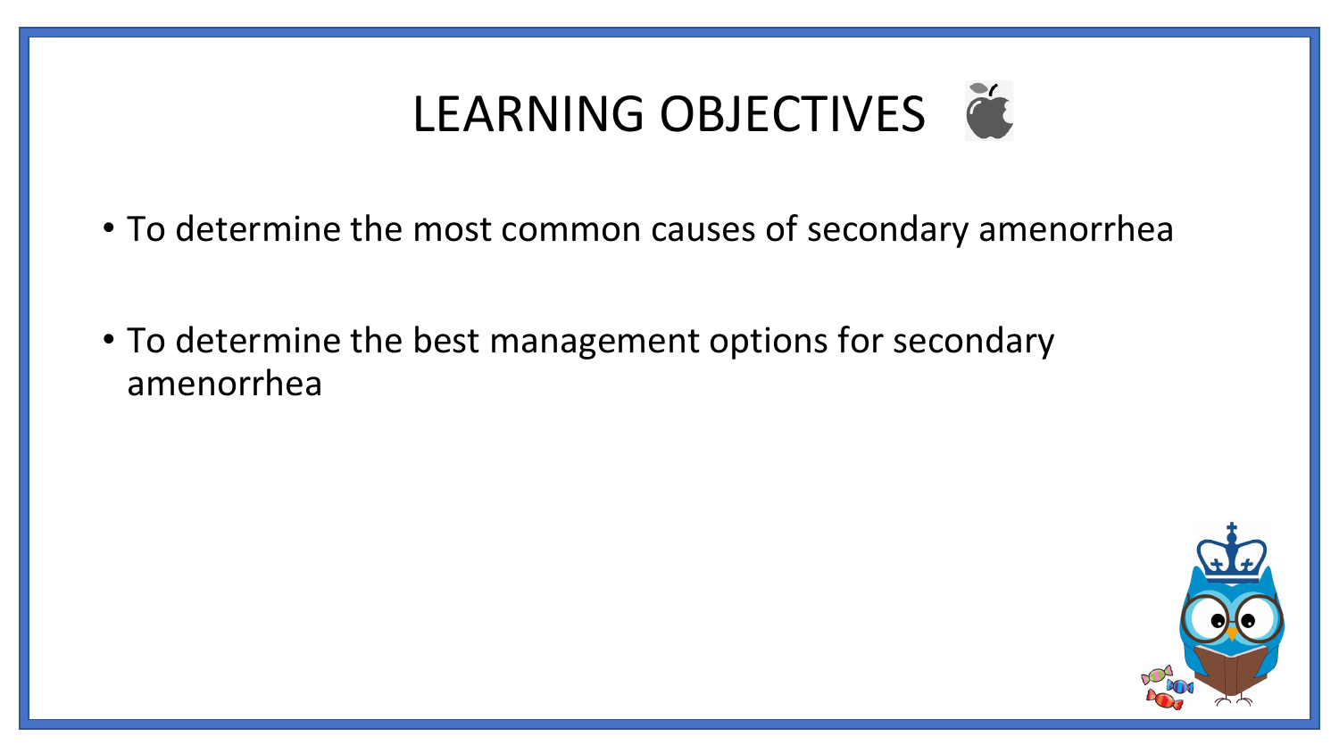# LEARNING OBJECTIVES

- To determine the most common causes of secondary amenorrhea
- To determine the best management options for secondary amenorrhea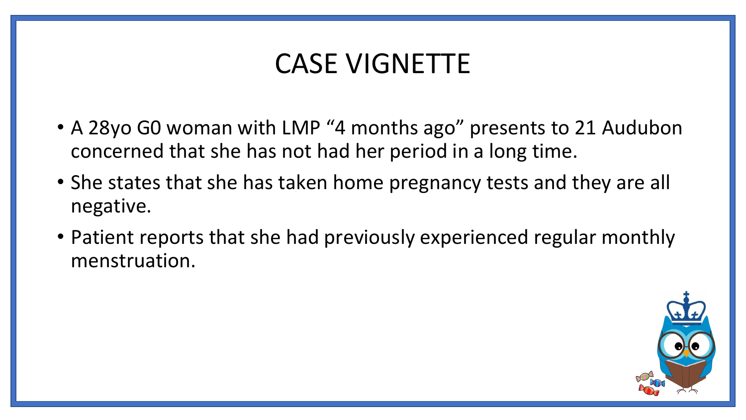# CASE VIGNETTE

- A 28yo G0 woman with LMP “4 months ago” presents to 21 Audubon concerned that she has not had her period in a long time.
- She states that she has taken home pregnancy tests and they are all negative.
- Patient reports that she had previously experienced regular monthly menstruation.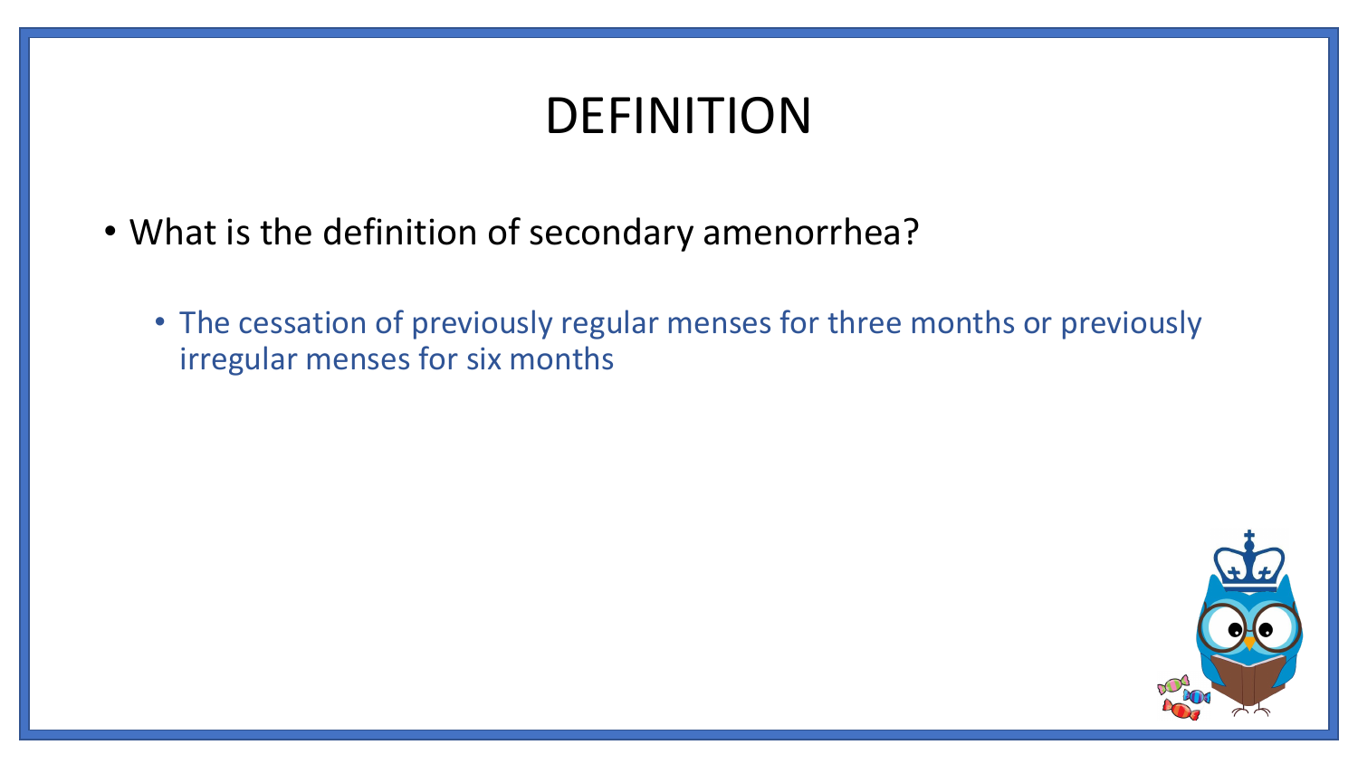# DEFINITION

- What is the definition of secondary amenorrhea?
  - The cessation of previously regular menses for three months or previously irregular menses for six months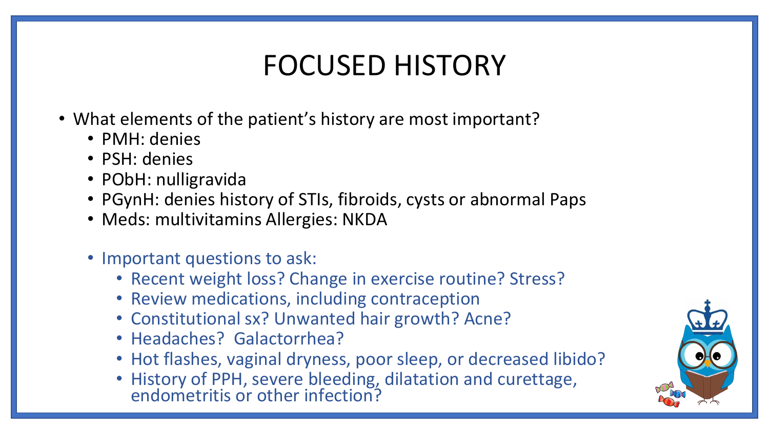# FOCUSED HISTORY

- What elements of the patient's history are most important?
  - PMH: denies
  - PSH: denies
  - PObH: nulligravida
  - PGynH: denies history of STIs, fibroids, cysts or abnormal Paps
  - Meds: multivitamins Allergies: NKDA

  - Important questions to ask:
    - Recent weight loss? Change in exercise routine? Stress?
    - Review medications, including contraception
    - Constitutional sx? Unwanted hair growth? Acne?
    - Headaches? Galactorrhea?
    - Hot flashes, vaginal dryness, poor sleep, or decreased libido?
    - History of PPH, severe bleeding, dilatation and curettage, endometritis or other infection?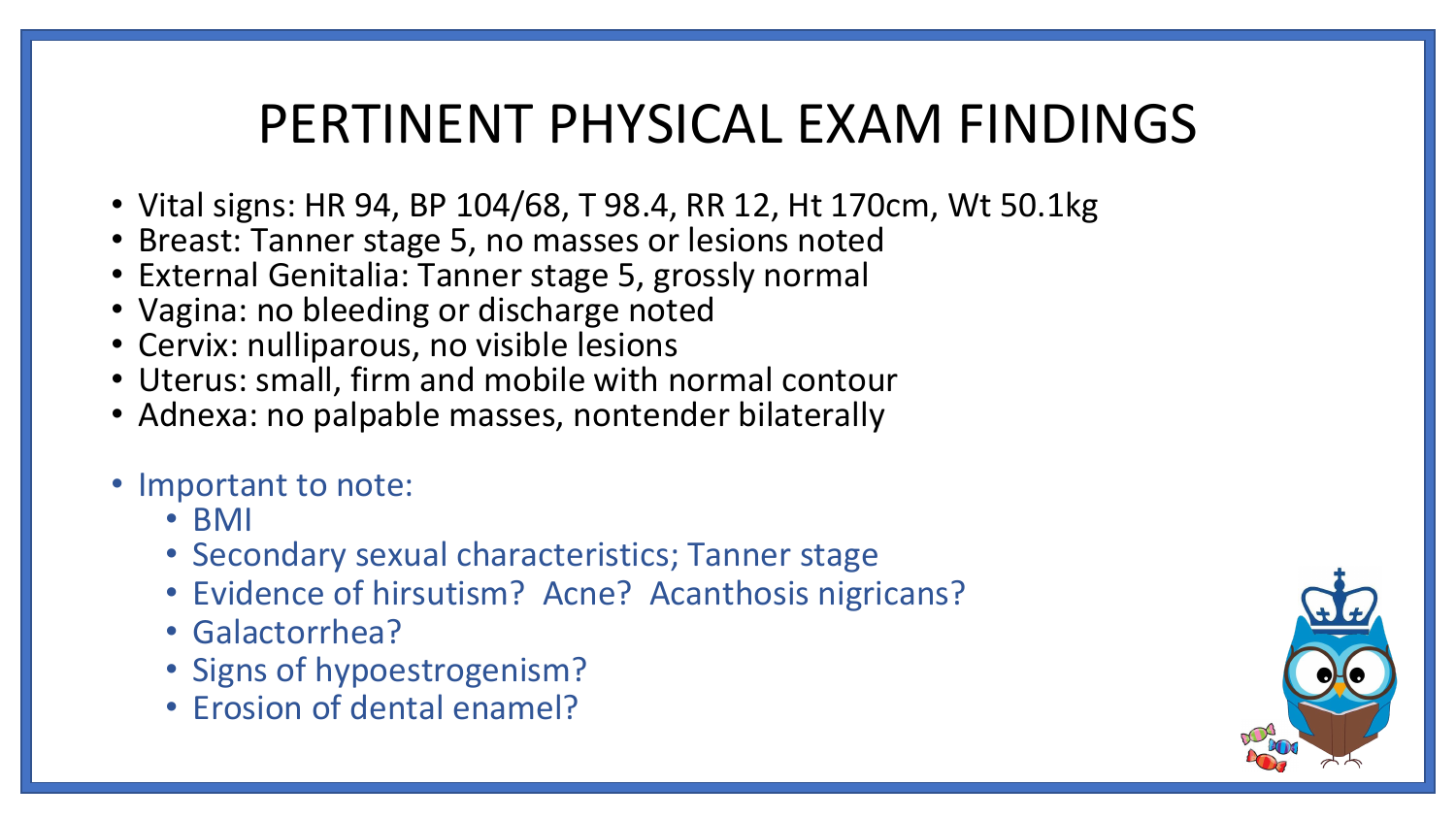# PERTINENT PHYSICAL EXAM FINDINGS

- Vital signs: HR 94, BP 104/68, T 98.4, RR 12, Ht 170cm, Wt 50.1kg
- Breast: Tanner stage 5, no masses or lesions noted
- External Genitalia: Tanner stage 5, grossly normal
- Vagina: no bleeding or discharge noted
- Cervix: nulliparous, no visible lesions
- Uterus: small, firm and mobile with normal contour
- Adnexa: no palpable masses, nontender bilaterally

- Important to note:
  - BMI
  - Secondary sexual characteristics; Tanner stage
  - Evidence of hirsutism? Acne? Acanthosis nigricans?
  - Galactorrhea?
  - Signs of hypoestrogenism?
  - Erosion of dental enamel?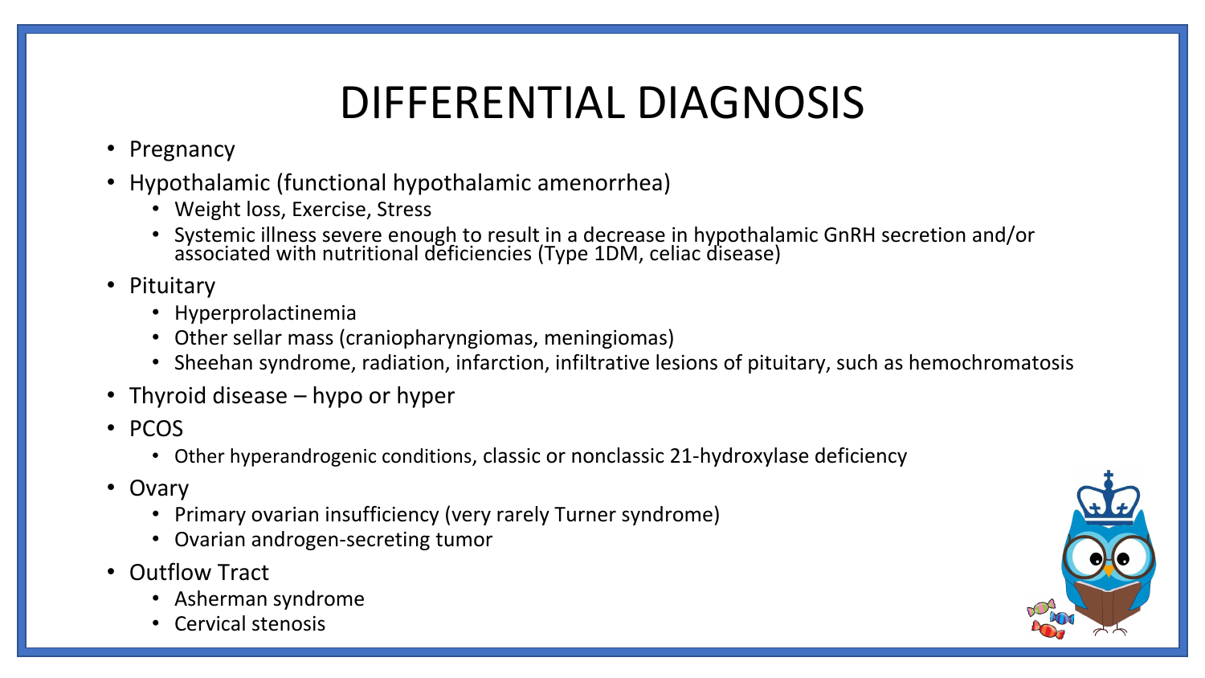# DIFFERENTIAL DIAGNOSIS

- Pregnancy
- Hypothalamic (functional hypothalamic amenorrhea)
  - Weight loss, Exercise, Stress
  - Systemic illness severe enough to result in a decrease in hypothalamic GnRH secretion and/or associated with nutritional deficiencies (Type 1DM, celiac disease)
- Pituitary
  - Hyperprolactinemia
  - Other sellar mass (craniopharyngiomas, meningiomas)
  - Sheehan syndrome, radiation, infarction, infiltrative lesions of pituitary, such as hemochromatosis
- Thyroid disease – hypo or hyper
- PCOS
  - Other hyperandrogenic conditions, classic or nonclassic 21-hydroxylase deficiency
- Ovary
  - Primary ovarian insufficiency (very rarely Turner syndrome)
  - Ovarian androgen-secreting tumor
- Outflow Tract
  - Asherman syndrome
  - Cervical stenosis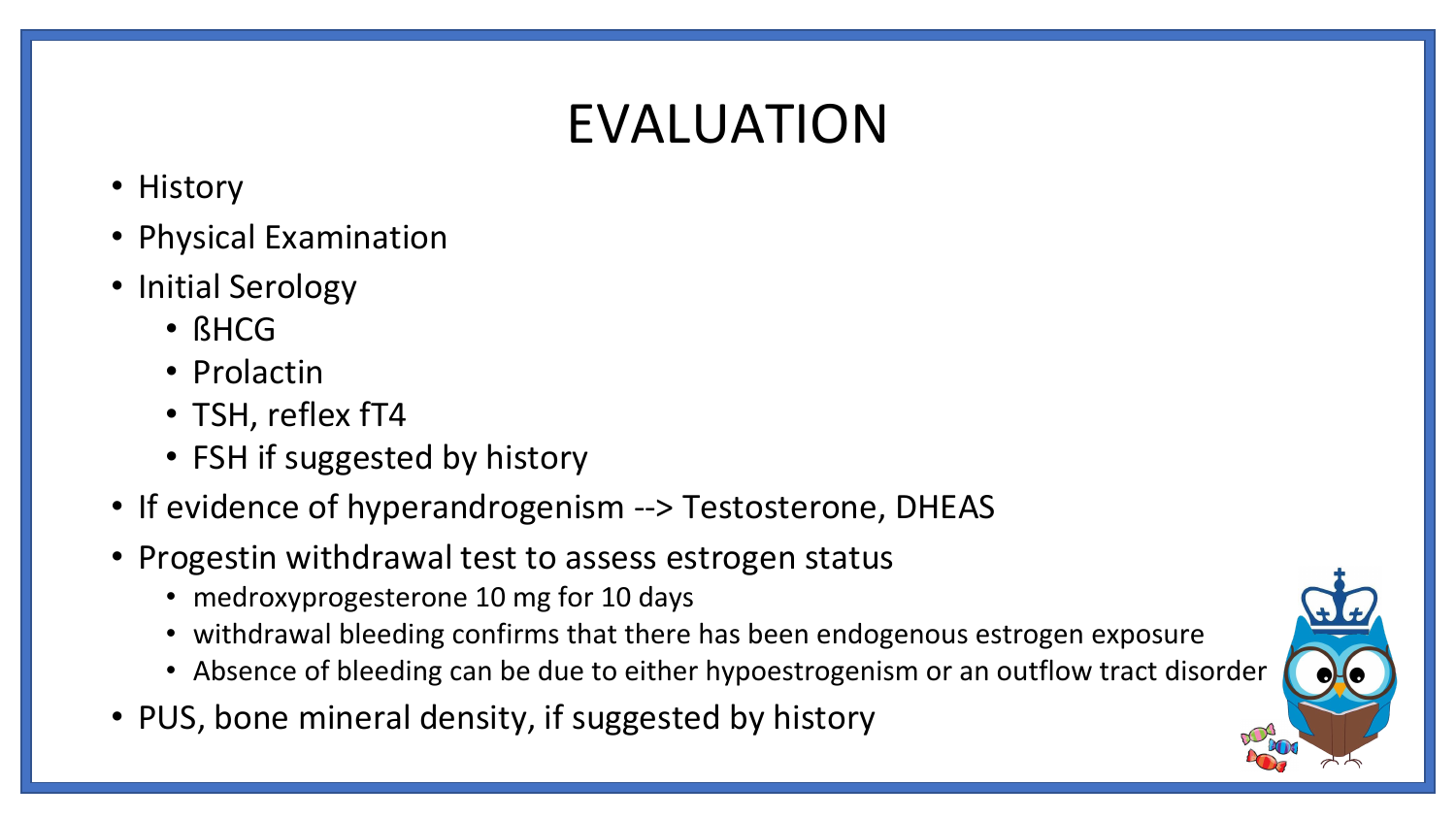# EVALUATION

- History
- Physical Examination
- Initial Serology
  - ßHCG
  - Prolactin
  - TSH, reflex fT4
  - FSH if suggested by history
- If evidence of hyperandrogenism --> Testosterone, DHEAS
- Progestin withdrawal test to assess estrogen status
  - medroxyprogesterone 10 mg for 10 days
  - withdrawal bleeding confirms that there has been endogenous estrogen exposure
  - Absence of bleeding can be due to either hypoestrogenism or an outflow tract disorder
- PUS, bone mineral density, if suggested by history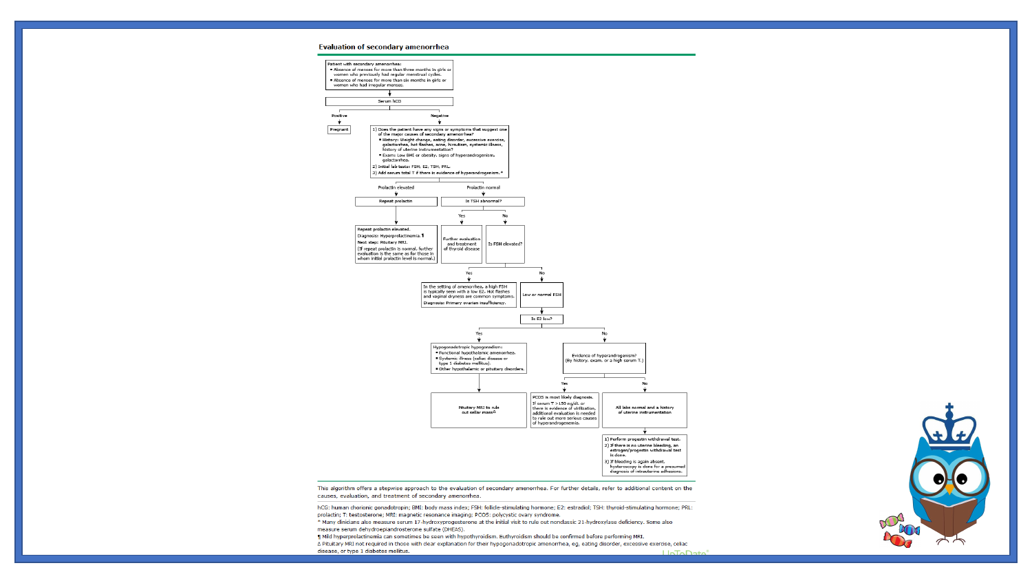## Evaluation of secondary amenorrhea

**Patient with secondary amenorrhea:**
- Absence of menses for more than three months in girls or women who previously had regular menstrual cycles.
- Absence of menses for more than six months in girls or women who had irregular menses.

↓

**Serum hCG**

- **Positive** → Pregnant
- **Negative** →
  1) Does the patient have any signs or symptoms that suggest one of the major causes of secondary amenorrhea?
     - History: Weight change, eating disorder, excessive exercise, galactorrhea, hot flashes, acne, hirsutism, systemic illness, history of uterine instrumentation?
     - Exam: Low BMI or obesity, signs of hyperandrogenism, galactorrhea.
  2) Initial lab tests: FSH, E2, TSH, PRL.
  3) Add serum total T if there is evidence of hyperandrogenism.*

**Prolactin elevated** → Repeat prolactin → Repeat prolactin elevated. Diagnosis: Hyperprolactinemia.¶ Next step: Pituitary MRI. (If repeat prolactin is normal, further evaluation is the same as for those in whom initial prolactin level is normal.)

**Prolactin normal** → Is TSH abnormal?

- **Yes** → Further evaluation and treatment of thyroid disease
- **No** → Is FSH elevated?
  - **Yes** → In the setting of amenorrhea, a high FSH is typically seen with a low E2. Hot flashes and vaginal dryness are common symptoms. Diagnosis: Primary ovarian insufficiency.
  - **No** → Low or normal FSH → Is E2 low?
    - **Yes** → Hypogonadotropic hypogonadism:
      - Functional hypothalamic amenorrhea.
      - Systemic illness (celiac disease or type 1 diabetes mellitus).
      - Other hypothalamic or pituitary disorders.

      → Pituitary MRI to rule out sellar mass^Δ
    - **No** → Evidence of hyperandrogenism? (By history, exam, or a high serum T.)
      - **Yes** → PCOS is most likely diagnosis. If serum T >150 ng/dL or there is evidence of virilization, additional evaluation is needed to rule out more serious causes of hyperandrogenemia.
      - **No** → All labs normal and a history of uterine instrumentation →
        1) Perform progestin withdrawal test.
        2) If there is no uterine bleeding, an estrogen/progestin withdrawal test is done.
        3) If bleeding is again absent, hysteroscopy is done for a presumed diagnosis of intrauterine adhesions.

This algorithm offers a stepwise approach to the evaluation of secondary amenorrhea. For further details, refer to additional content on the causes, evaluation, and treatment of secondary amenorrhea.

hCG: human chorionic gonadotropin; BMI: body mass index; FSH: follicle-stimulating hormone; E2: estradiol; TSH: thyroid-stimulating hormone; PRL: prolactin; T: testosterone; MRI: magnetic resonance imaging; PCOS: polycystic ovary syndrome.

\* Many clinicians also measure serum 17-hydroxyprogesterone at the initial visit to rule out nonclassic 21-hydroxylase deficiency. Some also measure serum dehydroepiandrosterone sulfate (DHEAS).

¶ Mild hyperprolactinemia can sometimes be seen with hypothyroidism. Euthyroidism should be confirmed before performing MRI.

Δ Pituitary MRI not required in those with clear explanation for their hypogonadotropic amenorrhea, eg, eating disorder, excessive exercise, celiac disease, or type 1 diabetes mellitus.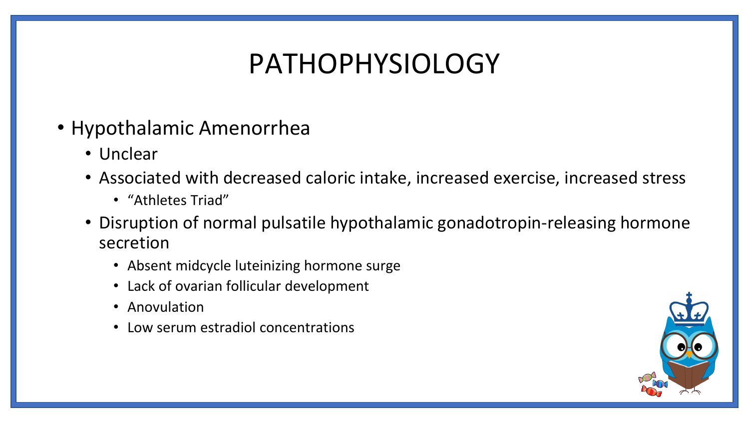# PATHOPHYSIOLOGY

- Hypothalamic Amenorrhea
  - Unclear
  - Associated with decreased caloric intake, increased exercise, increased stress
    - "Athletes Triad"
  - Disruption of normal pulsatile hypothalamic gonadotropin-releasing hormone secretion
    - Absent midcycle luteinizing hormone surge
    - Lack of ovarian follicular development
    - Anovulation
    - Low serum estradiol concentrations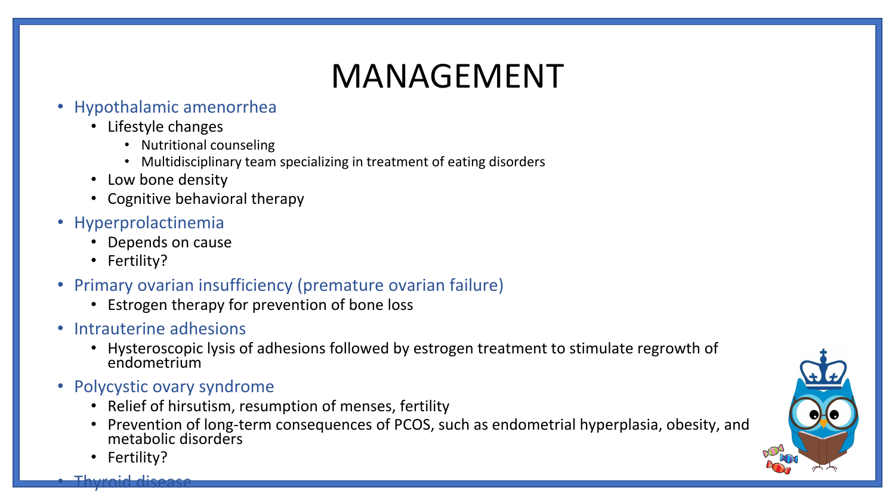# MANAGEMENT

- Hypothalamic amenorrhea
  - Lifestyle changes
    - Nutritional counseling
    - Multidisciplinary team specializing in treatment of eating disorders
  - Low bone density
  - Cognitive behavioral therapy
- Hyperprolactinemia
  - Depends on cause
  - Fertility?
- Primary ovarian insufficiency (premature ovarian failure)
  - Estrogen therapy for prevention of bone loss
- Intrauterine adhesions
  - Hysteroscopic lysis of adhesions followed by estrogen treatment to stimulate regrowth of endometrium
- Polycystic ovary syndrome
  - Relief of hirsutism, resumption of menses, fertility
  - Prevention of long-term consequences of PCOS, such as endometrial hyperplasia, obesity, and metabolic disorders
  - Fertility?
- Thyroid disease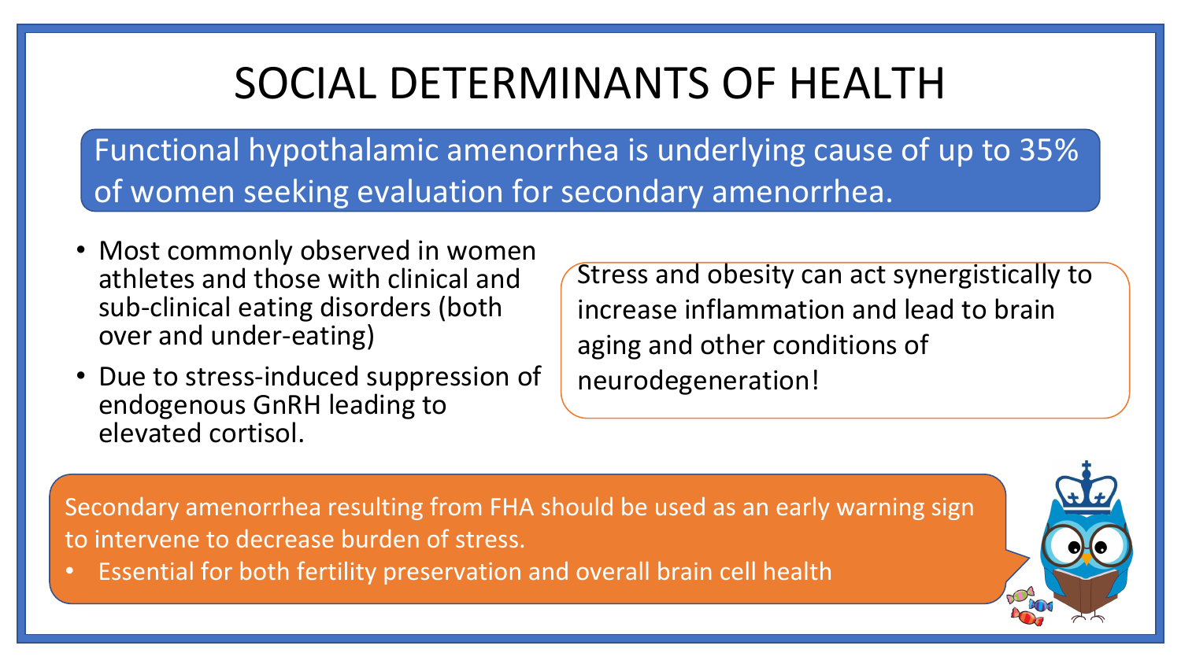# SOCIAL DETERMINANTS OF HEALTH

Functional hypothalamic amenorrhea is underlying cause of up to 35% of women seeking evaluation for secondary amenorrhea.

- Most commonly observed in women athletes and those with clinical and sub-clinical eating disorders (both over and under-eating)
- Due to stress-induced suppression of endogenous GnRH leading to elevated cortisol.

Stress and obesity can act synergistically to increase inflammation and lead to brain aging and other conditions of neurodegeneration!

Secondary amenorrhea resulting from FHA should be used as an early warning sign to intervene to decrease burden of stress.

- Essential for both fertility preservation and overall brain cell health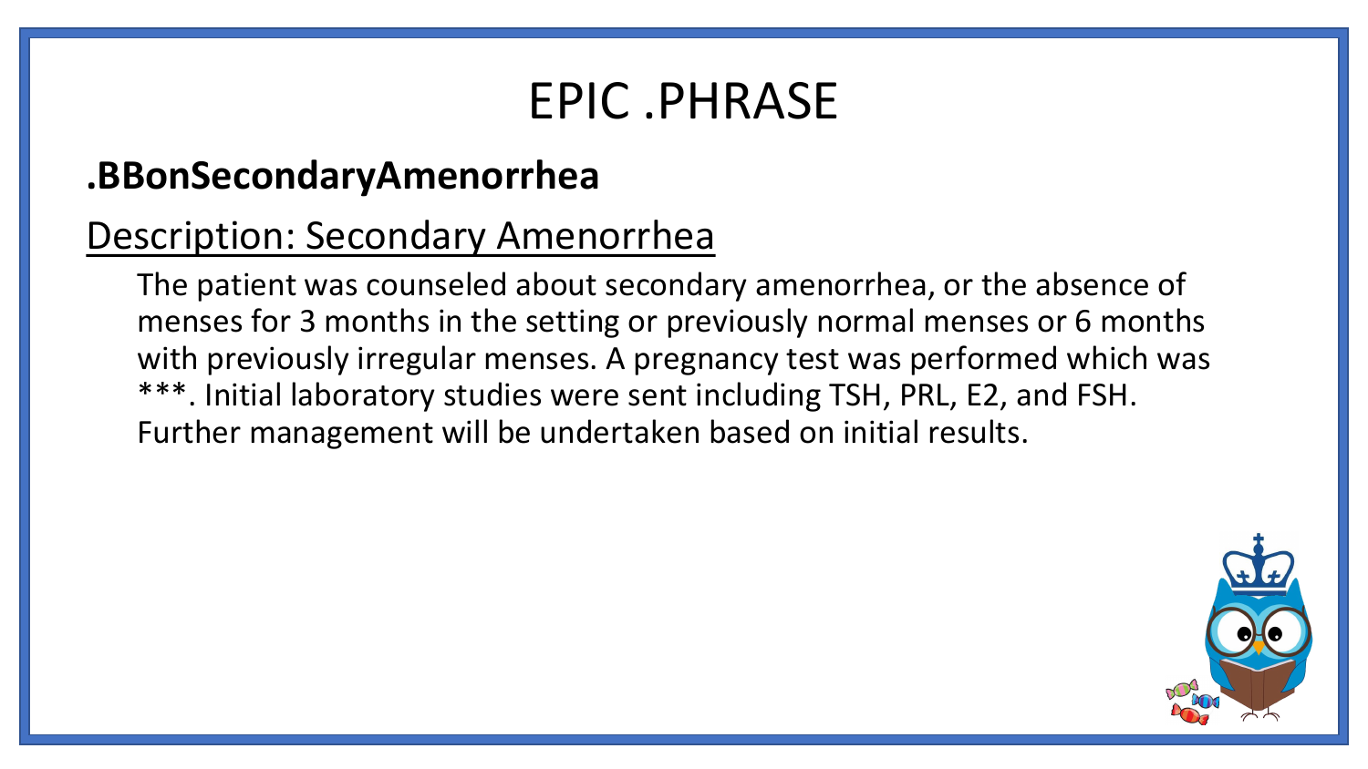# EPIC .PHRASE

## .BBonSecondaryAmenorrhea

Description: Secondary Amenorrhea

The patient was counseled about secondary amenorrhea, or the absence of menses for 3 months in the setting or previously normal menses or 6 months with previously irregular menses. A pregnancy test was performed which was ***. Initial laboratory studies were sent including TSH, PRL, E2, and FSH. Further management will be undertaken based on initial results.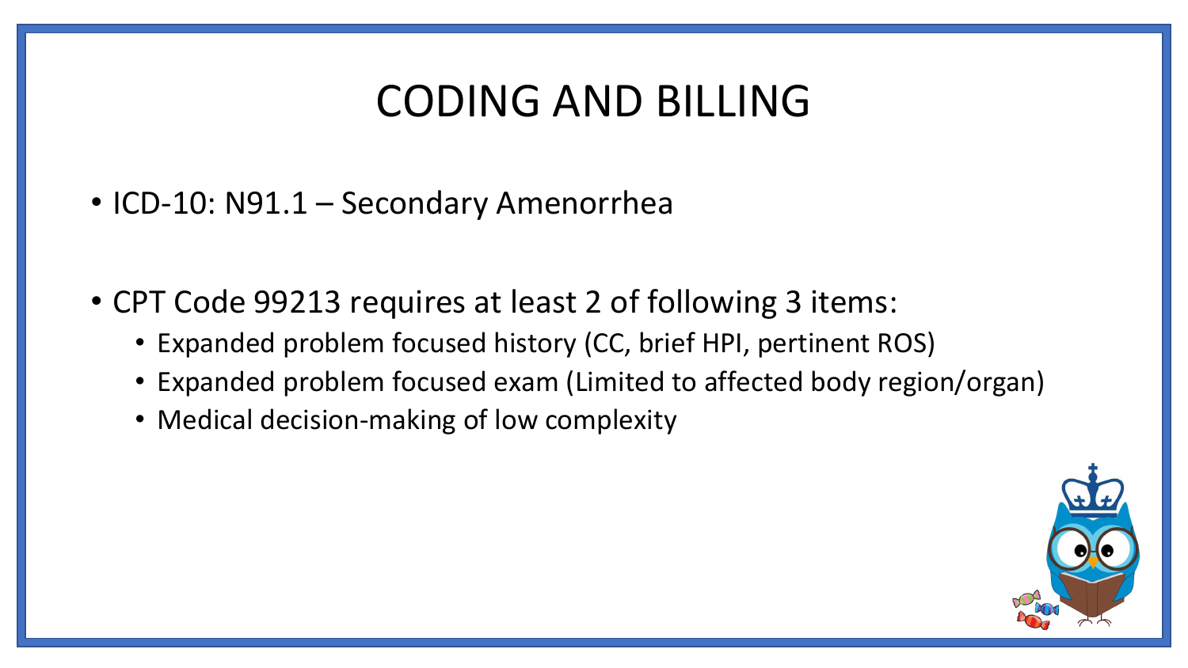# CODING AND BILLING

- ICD-10: N91.1 – Secondary Amenorrhea

- CPT Code 99213 requires at least 2 of following 3 items:
  - Expanded problem focused history (CC, brief HPI, pertinent ROS)
  - Expanded problem focused exam (Limited to affected body region/organ)
  - Medical decision-making of low complexity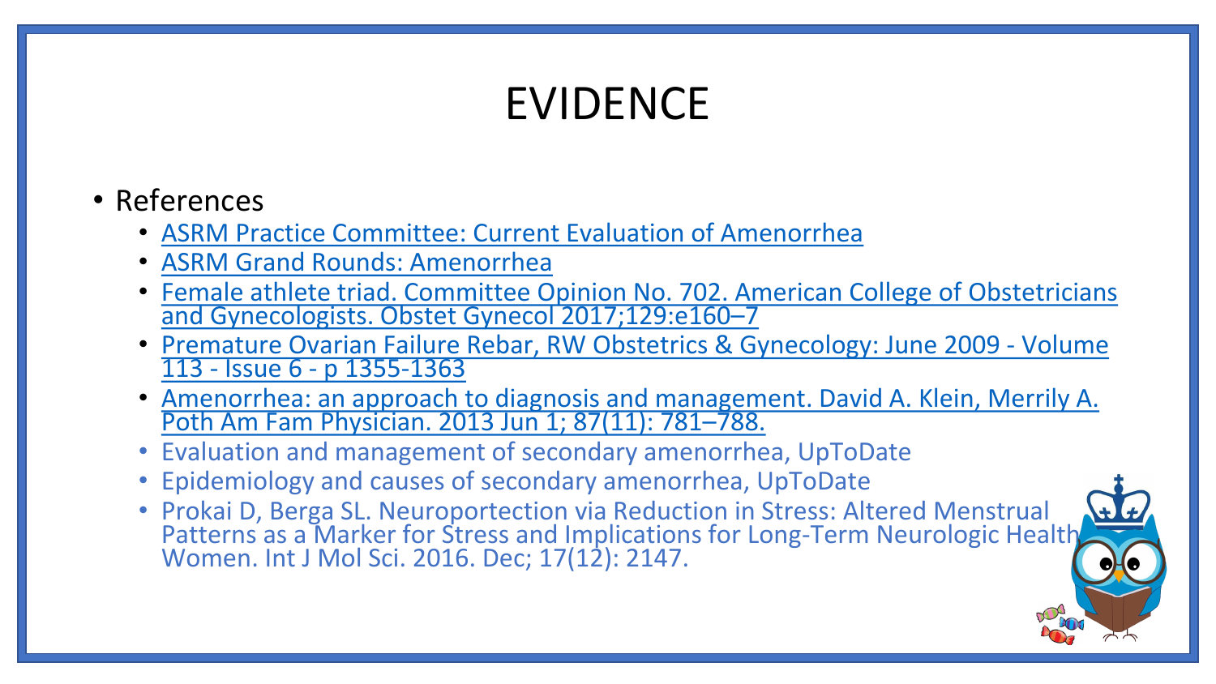# EVIDENCE

- References
  - ASRM Practice Committee: Current Evaluation of Amenorrhea
  - ASRM Grand Rounds: Amenorrhea
  - Female athlete triad. Committee Opinion No. 702. American College of Obstetricians and Gynecologists. Obstet Gynecol 2017;129:e160–7
  - Premature Ovarian Failure Rebar, RW Obstetrics & Gynecology: June 2009 - Volume 113 - Issue 6 - p 1355-1363
  - Amenorrhea: an approach to diagnosis and management. David A. Klein, Merrily A. Poth Am Fam Physician. 2013 Jun 1; 87(11): 781–788.
  - Evaluation and management of secondary amenorrhea, UpToDate
  - Epidemiology and causes of secondary amenorrhea, UpToDate
  - Prokai D, Berga SL. Neuroportection via Reduction in Stress: Altered Menstrual Patterns as a Marker for Stress and Implications for Long-Term Neurologic Health Women. Int J Mol Sci. 2016. Dec; 17(12): 2147.